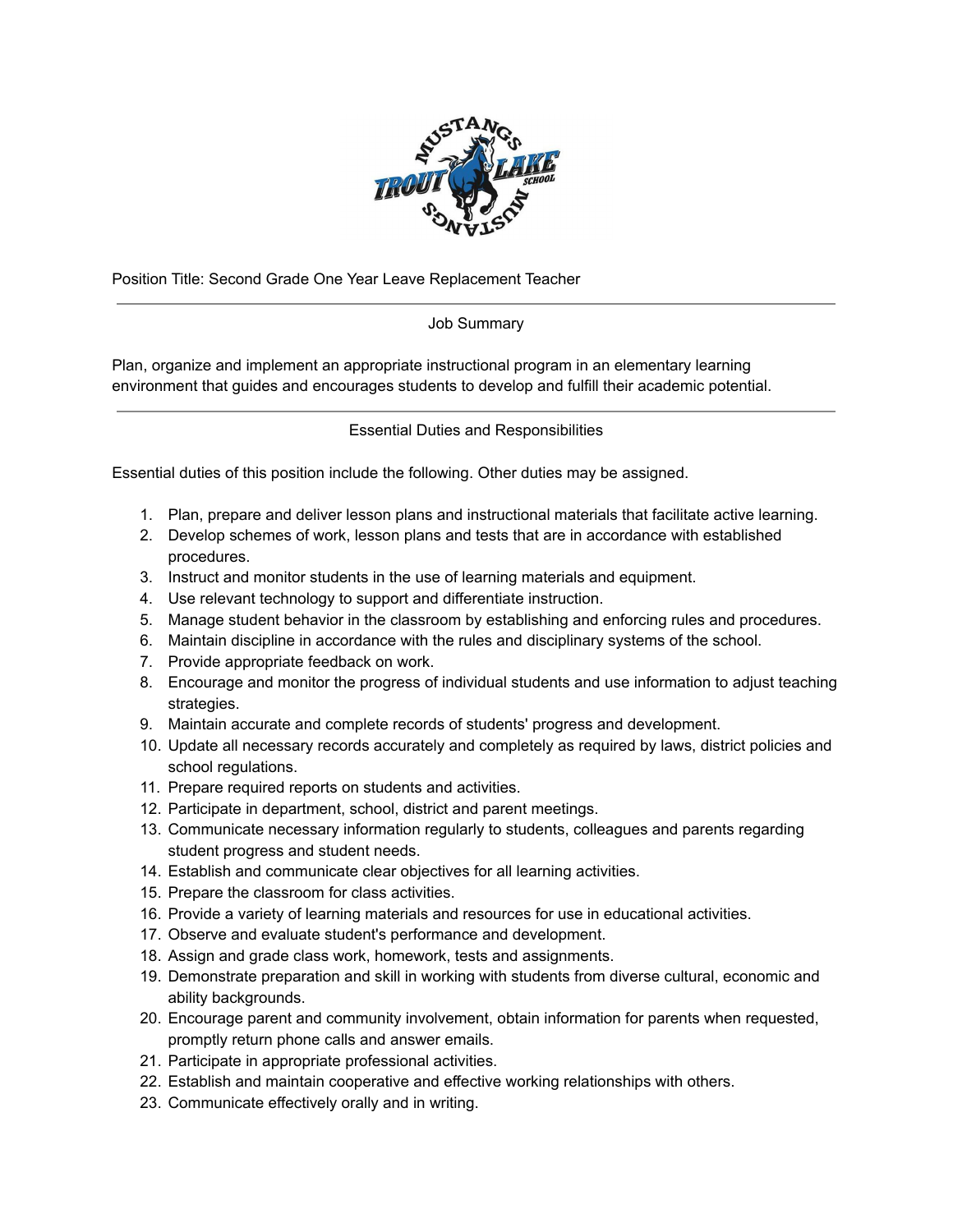Position Title: Second Grade One Year Leave Replacement Teacher

---

## Job Summary

Plan, organize and implement an appropriate instructional program in an elementary learning environment that guides and encourages students to develop and fulfill their academic potential.

---

## Essential Duties and Responsibilities

Essential duties of this position include the following. Other duties may be assigned.

1. Plan, prepare and deliver lesson plans and instructional materials that facilitate active learning.
2. Develop schemes of work, lesson plans and tests that are in accordance with established procedures.
3. Instruct and monitor students in the use of learning materials and equipment.
4. Use relevant technology to support and differentiate instruction.
5. Manage student behavior in the classroom by establishing and enforcing rules and procedures.
6. Maintain discipline in accordance with the rules and disciplinary systems of the school.
7. Provide appropriate feedback on work.
8. Encourage and monitor the progress of individual students and use information to adjust teaching strategies.
9. Maintain accurate and complete records of students' progress and development.
10. Update all necessary records accurately and completely as required by laws, district policies and school regulations.
11. Prepare required reports on students and activities.
12. Participate in department, school, district and parent meetings.
13. Communicate necessary information regularly to students, colleagues and parents regarding student progress and student needs.
14. Establish and communicate clear objectives for all learning activities.
15. Prepare the classroom for class activities.
16. Provide a variety of learning materials and resources for use in educational activities.
17. Observe and evaluate student's performance and development.
18. Assign and grade class work, homework, tests and assignments.
19. Demonstrate preparation and skill in working with students from diverse cultural, economic and ability backgrounds.
20. Encourage parent and community involvement, obtain information for parents when requested, promptly return phone calls and answer emails.
21. Participate in appropriate professional activities.
22. Establish and maintain cooperative and effective working relationships with others.
23. Communicate effectively orally and in writing.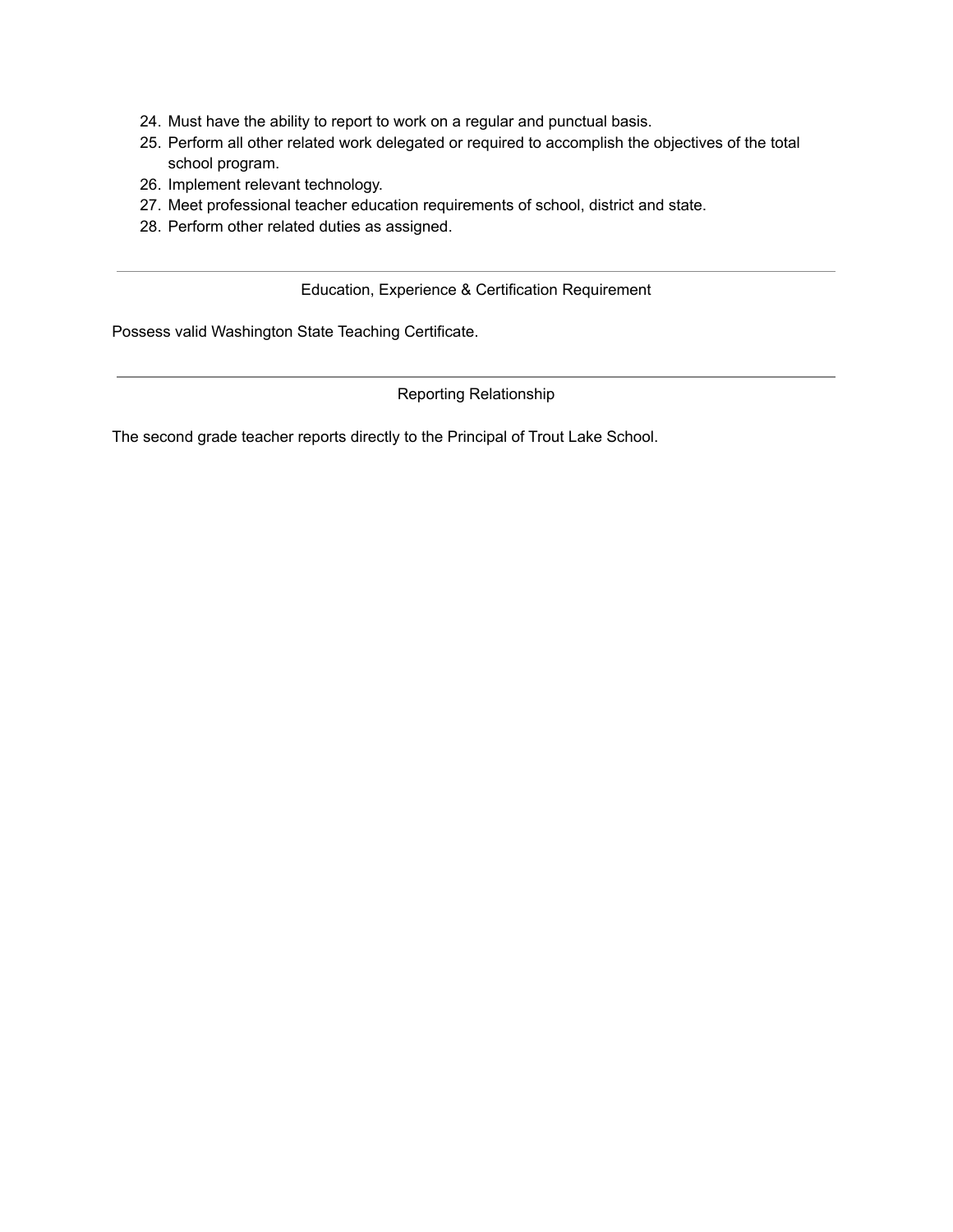24. Must have the ability to report to work on a regular and punctual basis.
25. Perform all other related work delegated or required to accomplish the objectives of the total school program.
26. Implement relevant technology.
27. Meet professional teacher education requirements of school, district and state.
28. Perform other related duties as assigned.

---

## Education, Experience & Certification Requirement

Possess valid Washington State Teaching Certificate.

---

## Reporting Relationship

The second grade teacher reports directly to the Principal of Trout Lake School.